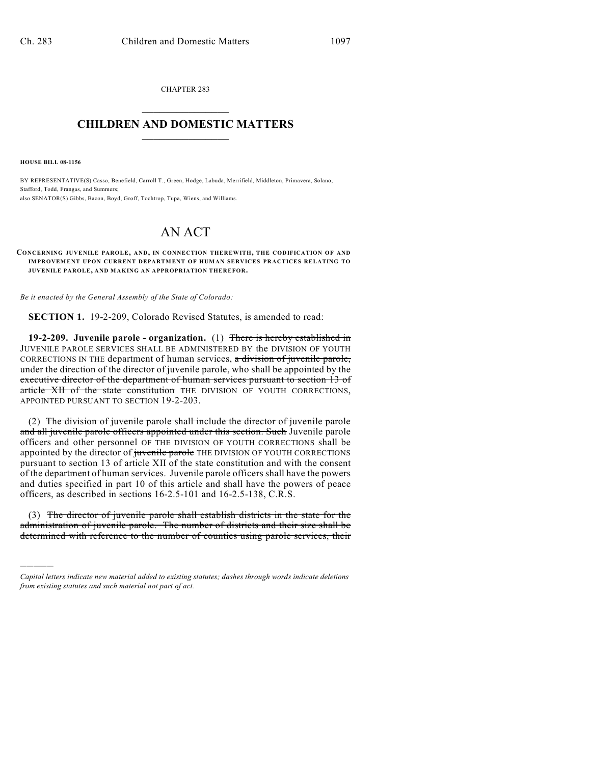CHAPTER 283

# CHILDREN AND DOMESTIC MATTERS

**HOUSE BILL 08-1156**

BY REPRESENTATIVE(S) Casso, Benefield, Carroll T., Green, Hodge, Labuda, Merrifield, Middleton, Primavera, Solano, Stafford, Todd, Frangas, and Summers;
also SENATOR(S) Gibbs, Bacon, Boyd, Groff, Tochtrop, Tupa, Wiens, and Williams.

# AN ACT

**CONCERNING JUVENILE PAROLE, AND, IN CONNECTION THEREWITH, THE CODIFICATION OF AND IMPROVEMENT UPON CURRENT DEPARTMENT OF HUMAN SERVICES PRACTICES RELATING TO JUVENILE PAROLE, AND MAKING AN APPROPRIATION THEREFOR.**

*Be it enacted by the General Assembly of the State of Colorado:*

**SECTION 1.** 19-2-209, Colorado Revised Statutes, is amended to read:

**19-2-209. Juvenile parole - organization.** (1) ~~There is hereby established in~~ JUVENILE PAROLE SERVICES SHALL BE ADMINISTERED BY the DIVISION OF YOUTH CORRECTIONS IN THE department of human services, ~~a division of juvenile parole,~~ under the direction of the director of ~~juvenile parole, who shall be appointed by the executive director of the department of human services pursuant to section 13 of article XII of the state constitution~~ THE DIVISION OF YOUTH CORRECTIONS, APPOINTED PURSUANT TO SECTION 19-2-203.

(2) ~~The division of juvenile parole shall include the director of juvenile parole and all juvenile parole officers appointed under this section. Such~~ Juvenile parole officers and other personnel OF THE DIVISION OF YOUTH CORRECTIONS shall be appointed by the director of ~~juvenile parole~~ THE DIVISION OF YOUTH CORRECTIONS pursuant to section 13 of article XII of the state constitution and with the consent of the department of human services. Juvenile parole officers shall have the powers and duties specified in part 10 of this article and shall have the powers of peace officers, as described in sections 16-2.5-101 and 16-2.5-138, C.R.S.

(3) ~~The director of juvenile parole shall establish districts in the state for the administration of juvenile parole. The number of districts and their size shall be determined with reference to the number of counties using parole services, their~~

---

*Capital letters indicate new material added to existing statutes; dashes through words indicate deletions from existing statutes and such material not part of act.*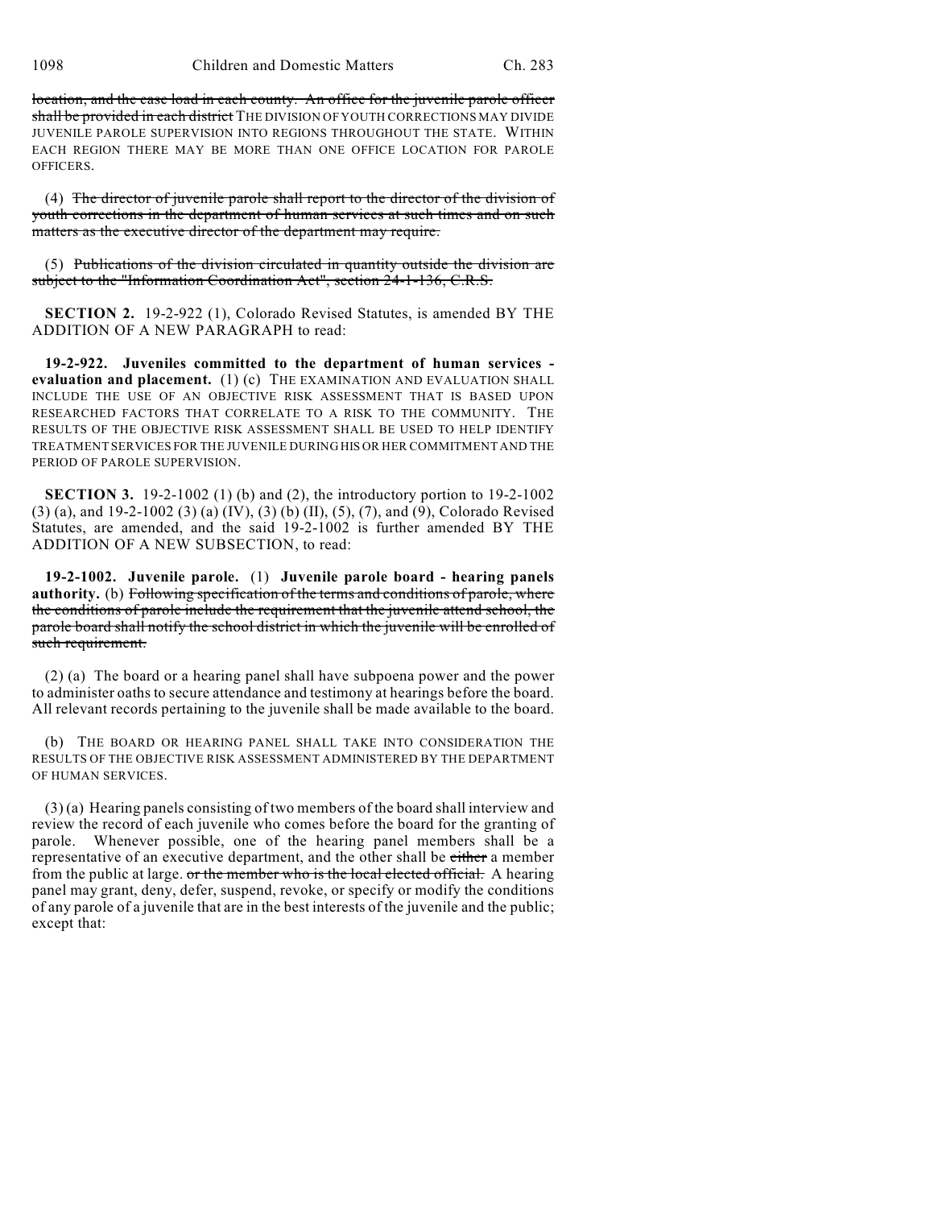~~location, and the case load in each county. An office for the juvenile parole officer shall be provided in each district~~ THE DIVISION OF YOUTH CORRECTIONS MAY DIVIDE JUVENILE PAROLE SUPERVISION INTO REGIONS THROUGHOUT THE STATE. WITHIN EACH REGION THERE MAY BE MORE THAN ONE OFFICE LOCATION FOR PAROLE OFFICERS.

(4) ~~The director of juvenile parole shall report to the director of the division of youth corrections in the department of human services at such times and on such matters as the executive director of the department may require.~~

(5) ~~Publications of the division circulated in quantity outside the division are subject to the "Information Coordination Act", section 24-1-136, C.R.S.~~

**SECTION 2.** 19-2-922 (1), Colorado Revised Statutes, is amended BY THE ADDITION OF A NEW PARAGRAPH to read:

**19-2-922. Juveniles committed to the department of human services - evaluation and placement.** (1) (c) THE EXAMINATION AND EVALUATION SHALL INCLUDE THE USE OF AN OBJECTIVE RISK ASSESSMENT THAT IS BASED UPON RESEARCHED FACTORS THAT CORRELATE TO A RISK TO THE COMMUNITY. THE RESULTS OF THE OBJECTIVE RISK ASSESSMENT SHALL BE USED TO HELP IDENTIFY TREATMENT SERVICES FOR THE JUVENILE DURING HIS OR HER COMMITMENT AND THE PERIOD OF PAROLE SUPERVISION.

**SECTION 3.** 19-2-1002 (1) (b) and (2), the introductory portion to 19-2-1002 (3) (a), and 19-2-1002 (3) (a) (IV), (3) (b) (II), (5), (7), and (9), Colorado Revised Statutes, are amended, and the said 19-2-1002 is further amended BY THE ADDITION OF A NEW SUBSECTION, to read:

**19-2-1002. Juvenile parole.** (1) **Juvenile parole board - hearing panels authority.** (b) ~~Following specification of the terms and conditions of parole, where the conditions of parole include the requirement that the juvenile attend school, the parole board shall notify the school district in which the juvenile will be enrolled of such requirement.~~

(2) (a) The board or a hearing panel shall have subpoena power and the power to administer oaths to secure attendance and testimony at hearings before the board. All relevant records pertaining to the juvenile shall be made available to the board.

(b) THE BOARD OR HEARING PANEL SHALL TAKE INTO CONSIDERATION THE RESULTS OF THE OBJECTIVE RISK ASSESSMENT ADMINISTERED BY THE DEPARTMENT OF HUMAN SERVICES.

(3) (a) Hearing panels consisting of two members of the board shall interview and review the record of each juvenile who comes before the board for the granting of parole. Whenever possible, one of the hearing panel members shall be a representative of an executive department, and the other shall be ~~either~~ a member from the public at large. ~~or the member who is the local elected official.~~ A hearing panel may grant, deny, defer, suspend, revoke, or specify or modify the conditions of any parole of a juvenile that are in the best interests of the juvenile and the public; except that: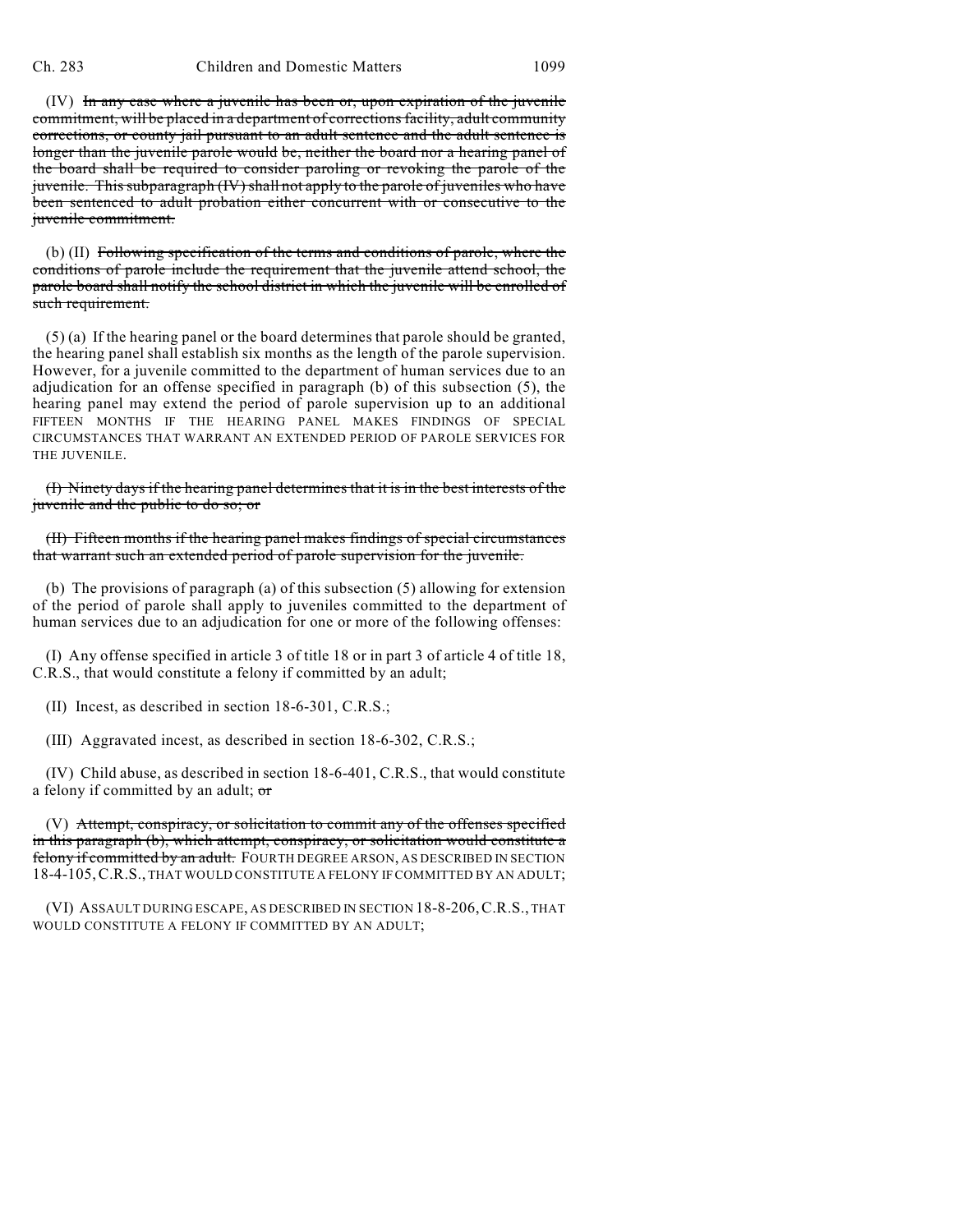(IV) ~~In any case where a juvenile has been or, upon expiration of the juvenile commitment, will be placed in a department of corrections facility, adult community corrections, or county jail pursuant to an adult sentence and the adult sentence is longer than the juvenile parole would be, neither the board nor a hearing panel of the board shall be required to consider paroling or revoking the parole of the juvenile. This subparagraph (IV) shall not apply to the parole of juveniles who have been sentenced to adult probation either concurrent with or consecutive to the juvenile commitment.~~

(b) (II) ~~Following specification of the terms and conditions of parole, where the conditions of parole include the requirement that the juvenile attend school, the parole board shall notify the school district in which the juvenile will be enrolled of such requirement.~~

(5) (a) If the hearing panel or the board determines that parole should be granted, the hearing panel shall establish six months as the length of the parole supervision. However, for a juvenile committed to the department of human services due to an adjudication for an offense specified in paragraph (b) of this subsection (5), the hearing panel may extend the period of parole supervision up to an additional FIFTEEN MONTHS IF THE HEARING PANEL MAKES FINDINGS OF SPECIAL CIRCUMSTANCES THAT WARRANT AN EXTENDED PERIOD OF PAROLE SERVICES FOR THE JUVENILE.

~~(I) Ninety days if the hearing panel determines that it is in the best interests of the juvenile and the public to do so; or~~

~~(II) Fifteen months if the hearing panel makes findings of special circumstances that warrant such an extended period of parole supervision for the juvenile.~~

(b) The provisions of paragraph (a) of this subsection (5) allowing for extension of the period of parole shall apply to juveniles committed to the department of human services due to an adjudication for one or more of the following offenses:

(I) Any offense specified in article 3 of title 18 or in part 3 of article 4 of title 18, C.R.S., that would constitute a felony if committed by an adult;

(II) Incest, as described in section 18-6-301, C.R.S.;

(III) Aggravated incest, as described in section 18-6-302, C.R.S.;

(IV) Child abuse, as described in section 18-6-401, C.R.S., that would constitute a felony if committed by an adult; ~~or~~

(V) ~~Attempt, conspiracy, or solicitation to commit any of the offenses specified in this paragraph (b), which attempt, conspiracy, or solicitation would constitute a felony if committed by an adult.~~ FOURTH DEGREE ARSON, AS DESCRIBED IN SECTION 18-4-105, C.R.S., THAT WOULD CONSTITUTE A FELONY IF COMMITTED BY AN ADULT;

(VI) ASSAULT DURING ESCAPE, AS DESCRIBED IN SECTION 18-8-206, C.R.S., THAT WOULD CONSTITUTE A FELONY IF COMMITTED BY AN ADULT;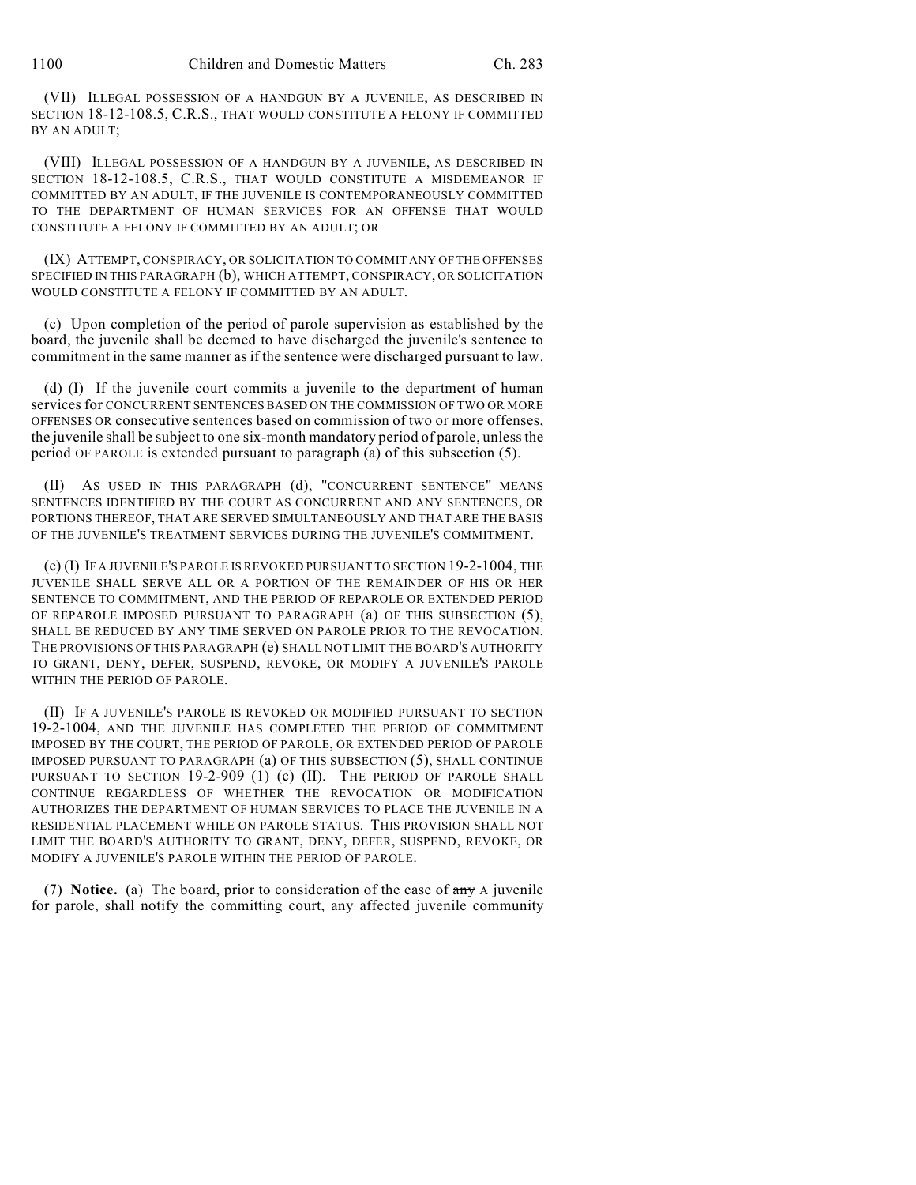(VII) ILLEGAL POSSESSION OF A HANDGUN BY A JUVENILE, AS DESCRIBED IN SECTION 18-12-108.5, C.R.S., THAT WOULD CONSTITUTE A FELONY IF COMMITTED BY AN ADULT;

(VIII) ILLEGAL POSSESSION OF A HANDGUN BY A JUVENILE, AS DESCRIBED IN SECTION 18-12-108.5, C.R.S., THAT WOULD CONSTITUTE A MISDEMEANOR IF COMMITTED BY AN ADULT, IF THE JUVENILE IS CONTEMPORANEOUSLY COMMITTED TO THE DEPARTMENT OF HUMAN SERVICES FOR AN OFFENSE THAT WOULD CONSTITUTE A FELONY IF COMMITTED BY AN ADULT; OR

(IX) ATTEMPT, CONSPIRACY, OR SOLICITATION TO COMMIT ANY OF THE OFFENSES SPECIFIED IN THIS PARAGRAPH (b), WHICH ATTEMPT, CONSPIRACY, OR SOLICITATION WOULD CONSTITUTE A FELONY IF COMMITTED BY AN ADULT.

(c) Upon completion of the period of parole supervision as established by the board, the juvenile shall be deemed to have discharged the juvenile's sentence to commitment in the same manner as if the sentence were discharged pursuant to law.

(d) (I) If the juvenile court commits a juvenile to the department of human services for CONCURRENT SENTENCES BASED ON THE COMMISSION OF TWO OR MORE OFFENSES OR consecutive sentences based on commission of two or more offenses, the juvenile shall be subject to one six-month mandatory period of parole, unless the period OF PAROLE is extended pursuant to paragraph (a) of this subsection (5).

(II) AS USED IN THIS PARAGRAPH (d), "CONCURRENT SENTENCE" MEANS SENTENCES IDENTIFIED BY THE COURT AS CONCURRENT AND ANY SENTENCES, OR PORTIONS THEREOF, THAT ARE SERVED SIMULTANEOUSLY AND THAT ARE THE BASIS OF THE JUVENILE'S TREATMENT SERVICES DURING THE JUVENILE'S COMMITMENT.

(e) (I) IF A JUVENILE'S PAROLE IS REVOKED PURSUANT TO SECTION 19-2-1004, THE JUVENILE SHALL SERVE ALL OR A PORTION OF THE REMAINDER OF HIS OR HER SENTENCE TO COMMITMENT, AND THE PERIOD OF REPAROLE OR EXTENDED PERIOD OF REPAROLE IMPOSED PURSUANT TO PARAGRAPH (a) OF THIS SUBSECTION (5), SHALL BE REDUCED BY ANY TIME SERVED ON PAROLE PRIOR TO THE REVOCATION. THE PROVISIONS OF THIS PARAGRAPH (e) SHALL NOT LIMIT THE BOARD'S AUTHORITY TO GRANT, DENY, DEFER, SUSPEND, REVOKE, OR MODIFY A JUVENILE'S PAROLE WITHIN THE PERIOD OF PAROLE.

(II) IF A JUVENILE'S PAROLE IS REVOKED OR MODIFIED PURSUANT TO SECTION 19-2-1004, AND THE JUVENILE HAS COMPLETED THE PERIOD OF COMMITMENT IMPOSED BY THE COURT, THE PERIOD OF PAROLE, OR EXTENDED PERIOD OF PAROLE IMPOSED PURSUANT TO PARAGRAPH (a) OF THIS SUBSECTION (5), SHALL CONTINUE PURSUANT TO SECTION 19-2-909 (1) (c) (II). THE PERIOD OF PAROLE SHALL CONTINUE REGARDLESS OF WHETHER THE REVOCATION OR MODIFICATION AUTHORIZES THE DEPARTMENT OF HUMAN SERVICES TO PLACE THE JUVENILE IN A RESIDENTIAL PLACEMENT WHILE ON PAROLE STATUS. THIS PROVISION SHALL NOT LIMIT THE BOARD'S AUTHORITY TO GRANT, DENY, DEFER, SUSPEND, REVOKE, OR MODIFY A JUVENILE'S PAROLE WITHIN THE PERIOD OF PAROLE.

(7) **Notice.** (a) The board, prior to consideration of the case of ~~any~~ A juvenile for parole, shall notify the committing court, any affected juvenile community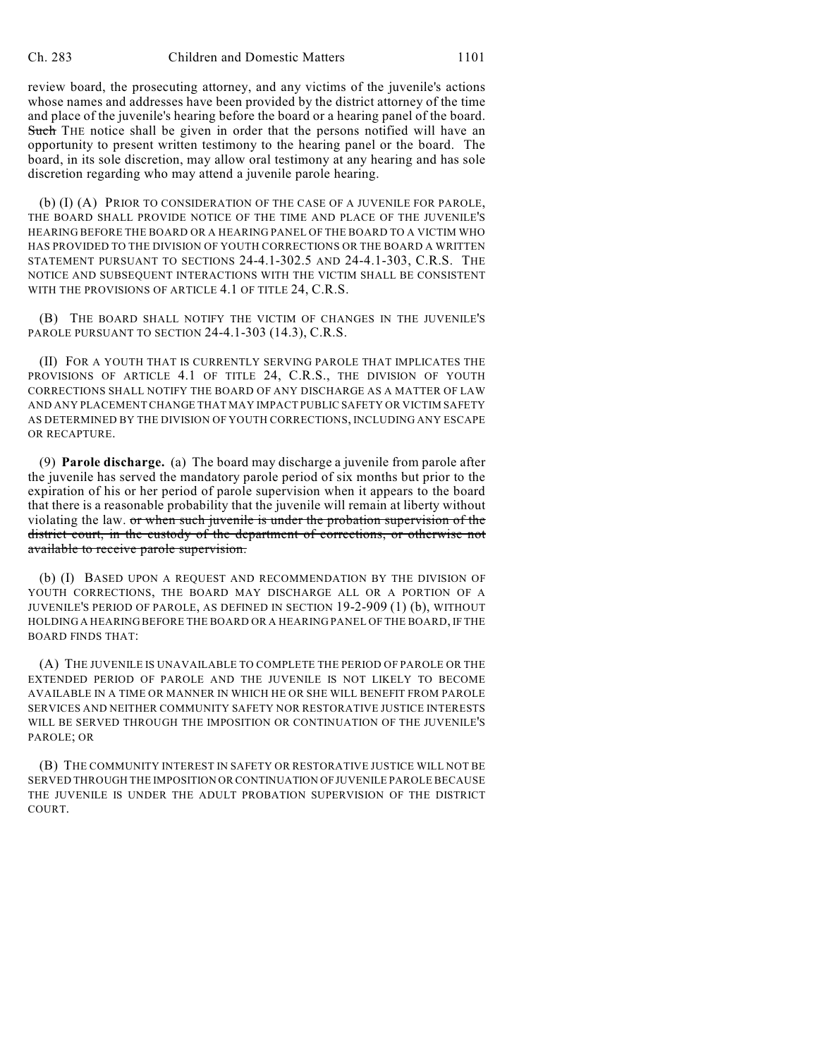review board, the prosecuting attorney, and any victims of the juvenile's actions whose names and addresses have been provided by the district attorney of the time and place of the juvenile's hearing before the board or a hearing panel of the board. ~~Such~~ THE notice shall be given in order that the persons notified will have an opportunity to present written testimony to the hearing panel or the board. The board, in its sole discretion, may allow oral testimony at any hearing and has sole discretion regarding who may attend a juvenile parole hearing.

(b) (I) (A) PRIOR TO CONSIDERATION OF THE CASE OF A JUVENILE FOR PAROLE, THE BOARD SHALL PROVIDE NOTICE OF THE TIME AND PLACE OF THE JUVENILE'S HEARING BEFORE THE BOARD OR A HEARING PANEL OF THE BOARD TO A VICTIM WHO HAS PROVIDED TO THE DIVISION OF YOUTH CORRECTIONS OR THE BOARD A WRITTEN STATEMENT PURSUANT TO SECTIONS 24-4.1-302.5 AND 24-4.1-303, C.R.S. THE NOTICE AND SUBSEQUENT INTERACTIONS WITH THE VICTIM SHALL BE CONSISTENT WITH THE PROVISIONS OF ARTICLE 4.1 OF TITLE 24, C.R.S.

(B) THE BOARD SHALL NOTIFY THE VICTIM OF CHANGES IN THE JUVENILE'S PAROLE PURSUANT TO SECTION 24-4.1-303 (14.3), C.R.S.

(II) FOR A YOUTH THAT IS CURRENTLY SERVING PAROLE THAT IMPLICATES THE PROVISIONS OF ARTICLE 4.1 OF TITLE 24, C.R.S., THE DIVISION OF YOUTH CORRECTIONS SHALL NOTIFY THE BOARD OF ANY DISCHARGE AS A MATTER OF LAW AND ANY PLACEMENT CHANGE THAT MAY IMPACT PUBLIC SAFETY OR VICTIM SAFETY AS DETERMINED BY THE DIVISION OF YOUTH CORRECTIONS, INCLUDING ANY ESCAPE OR RECAPTURE.

(9) **Parole discharge.** (a) The board may discharge a juvenile from parole after the juvenile has served the mandatory parole period of six months but prior to the expiration of his or her period of parole supervision when it appears to the board that there is a reasonable probability that the juvenile will remain at liberty without violating the law. ~~or when such juvenile is under the probation supervision of the district court, in the custody of the department of corrections, or otherwise not available to receive parole supervision.~~

(b) (I) BASED UPON A REQUEST AND RECOMMENDATION BY THE DIVISION OF YOUTH CORRECTIONS, THE BOARD MAY DISCHARGE ALL OR A PORTION OF A JUVENILE'S PERIOD OF PAROLE, AS DEFINED IN SECTION 19-2-909 (1) (b), WITHOUT HOLDING A HEARING BEFORE THE BOARD OR A HEARING PANEL OF THE BOARD, IF THE BOARD FINDS THAT:

(A) THE JUVENILE IS UNAVAILABLE TO COMPLETE THE PERIOD OF PAROLE OR THE EXTENDED PERIOD OF PAROLE AND THE JUVENILE IS NOT LIKELY TO BECOME AVAILABLE IN A TIME OR MANNER IN WHICH HE OR SHE WILL BENEFIT FROM PAROLE SERVICES AND NEITHER COMMUNITY SAFETY NOR RESTORATIVE JUSTICE INTERESTS WILL BE SERVED THROUGH THE IMPOSITION OR CONTINUATION OF THE JUVENILE'S PAROLE; OR

(B) THE COMMUNITY INTEREST IN SAFETY OR RESTORATIVE JUSTICE WILL NOT BE SERVED THROUGH THE IMPOSITION OR CONTINUATION OF JUVENILE PAROLE BECAUSE THE JUVENILE IS UNDER THE ADULT PROBATION SUPERVISION OF THE DISTRICT COURT.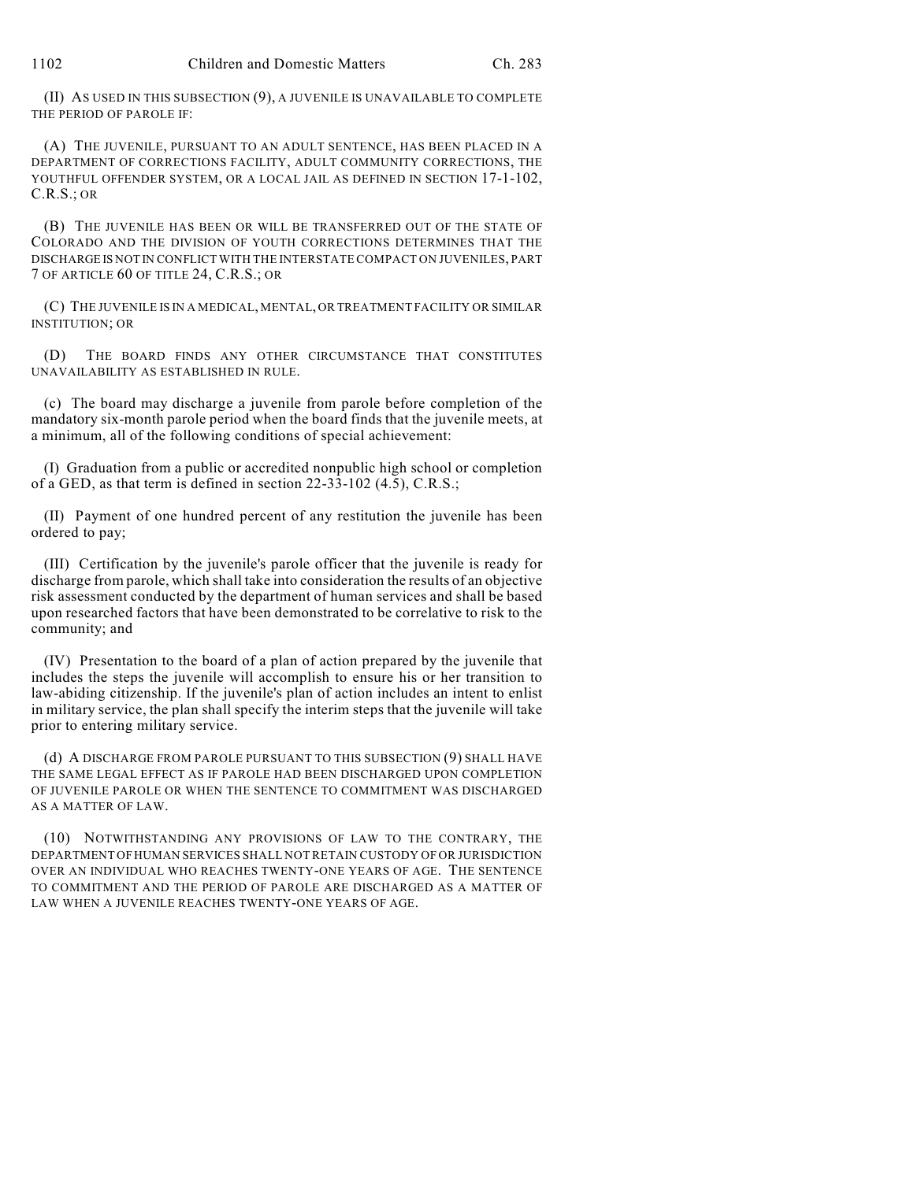(II) AS USED IN THIS SUBSECTION (9), A JUVENILE IS UNAVAILABLE TO COMPLETE THE PERIOD OF PAROLE IF:

(A) THE JUVENILE, PURSUANT TO AN ADULT SENTENCE, HAS BEEN PLACED IN A DEPARTMENT OF CORRECTIONS FACILITY, ADULT COMMUNITY CORRECTIONS, THE YOUTHFUL OFFENDER SYSTEM, OR A LOCAL JAIL AS DEFINED IN SECTION 17-1-102, C.R.S.; OR

(B) THE JUVENILE HAS BEEN OR WILL BE TRANSFERRED OUT OF THE STATE OF COLORADO AND THE DIVISION OF YOUTH CORRECTIONS DETERMINES THAT THE DISCHARGE IS NOT IN CONFLICT WITH THE INTERSTATE COMPACT ON JUVENILES, PART 7 OF ARTICLE 60 OF TITLE 24, C.R.S.; OR

(C) THE JUVENILE IS IN A MEDICAL, MENTAL, OR TREATMENT FACILITY OR SIMILAR INSTITUTION; OR

(D) THE BOARD FINDS ANY OTHER CIRCUMSTANCE THAT CONSTITUTES UNAVAILABILITY AS ESTABLISHED IN RULE.

(c) The board may discharge a juvenile from parole before completion of the mandatory six-month parole period when the board finds that the juvenile meets, at a minimum, all of the following conditions of special achievement:

(I) Graduation from a public or accredited nonpublic high school or completion of a GED, as that term is defined in section 22-33-102 (4.5), C.R.S.;

(II) Payment of one hundred percent of any restitution the juvenile has been ordered to pay;

(III) Certification by the juvenile's parole officer that the juvenile is ready for discharge from parole, which shall take into consideration the results of an objective risk assessment conducted by the department of human services and shall be based upon researched factors that have been demonstrated to be correlative to risk to the community; and

(IV) Presentation to the board of a plan of action prepared by the juvenile that includes the steps the juvenile will accomplish to ensure his or her transition to law-abiding citizenship. If the juvenile's plan of action includes an intent to enlist in military service, the plan shall specify the interim steps that the juvenile will take prior to entering military service.

(d) A DISCHARGE FROM PAROLE PURSUANT TO THIS SUBSECTION (9) SHALL HAVE THE SAME LEGAL EFFECT AS IF PAROLE HAD BEEN DISCHARGED UPON COMPLETION OF JUVENILE PAROLE OR WHEN THE SENTENCE TO COMMITMENT WAS DISCHARGED AS A MATTER OF LAW.

(10) NOTWITHSTANDING ANY PROVISIONS OF LAW TO THE CONTRARY, THE DEPARTMENT OF HUMAN SERVICES SHALL NOT RETAIN CUSTODY OF OR JURISDICTION OVER AN INDIVIDUAL WHO REACHES TWENTY-ONE YEARS OF AGE. THE SENTENCE TO COMMITMENT AND THE PERIOD OF PAROLE ARE DISCHARGED AS A MATTER OF LAW WHEN A JUVENILE REACHES TWENTY-ONE YEARS OF AGE.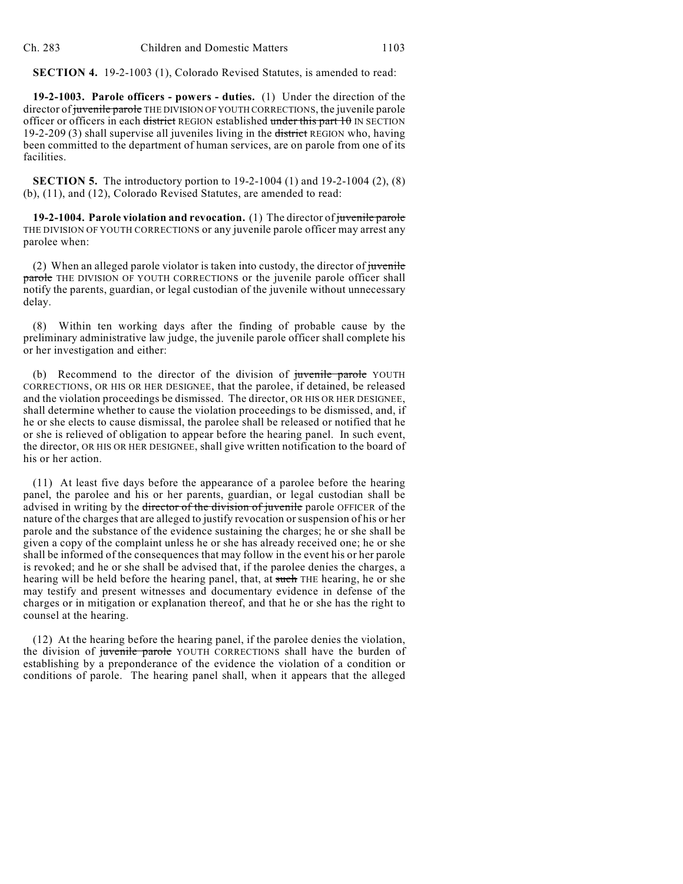**SECTION 4.** 19-2-1003 (1), Colorado Revised Statutes, is amended to read:

**19-2-1003. Parole officers - powers - duties.** (1) Under the direction of the director of ~~juvenile parole~~ THE DIVISION OF YOUTH CORRECTIONS, the juvenile parole officer or officers in each ~~district~~ REGION established ~~under this part 10~~ IN SECTION 19-2-209 (3) shall supervise all juveniles living in the ~~district~~ REGION who, having been committed to the department of human services, are on parole from one of its facilities.

**SECTION 5.** The introductory portion to 19-2-1004 (1) and 19-2-1004 (2), (8) (b), (11), and (12), Colorado Revised Statutes, are amended to read:

**19-2-1004. Parole violation and revocation.** (1) The director of ~~juvenile parole~~ THE DIVISION OF YOUTH CORRECTIONS or any juvenile parole officer may arrest any parolee when:

(2) When an alleged parole violator is taken into custody, the director of ~~juvenile parole~~ THE DIVISION OF YOUTH CORRECTIONS or the juvenile parole officer shall notify the parents, guardian, or legal custodian of the juvenile without unnecessary delay.

(8) Within ten working days after the finding of probable cause by the preliminary administrative law judge, the juvenile parole officer shall complete his or her investigation and either:

(b) Recommend to the director of the division of ~~juvenile parole~~ YOUTH CORRECTIONS, OR HIS OR HER DESIGNEE, that the parolee, if detained, be released and the violation proceedings be dismissed. The director, OR HIS OR HER DESIGNEE, shall determine whether to cause the violation proceedings to be dismissed, and, if he or she elects to cause dismissal, the parolee shall be released or notified that he or she is relieved of obligation to appear before the hearing panel. In such event, the director, OR HIS OR HER DESIGNEE, shall give written notification to the board of his or her action.

(11) At least five days before the appearance of a parolee before the hearing panel, the parolee and his or her parents, guardian, or legal custodian shall be advised in writing by the ~~director of the division of juvenile~~ parole OFFICER of the nature of the charges that are alleged to justify revocation or suspension of his or her parole and the substance of the evidence sustaining the charges; he or she shall be given a copy of the complaint unless he or she has already received one; he or she shall be informed of the consequences that may follow in the event his or her parole is revoked; and he or she shall be advised that, if the parolee denies the charges, a hearing will be held before the hearing panel, that, at ~~such~~ THE hearing, he or she may testify and present witnesses and documentary evidence in defense of the charges or in mitigation or explanation thereof, and that he or she has the right to counsel at the hearing.

(12) At the hearing before the hearing panel, if the parolee denies the violation, the division of ~~juvenile parole~~ YOUTH CORRECTIONS shall have the burden of establishing by a preponderance of the evidence the violation of a condition or conditions of parole. The hearing panel shall, when it appears that the alleged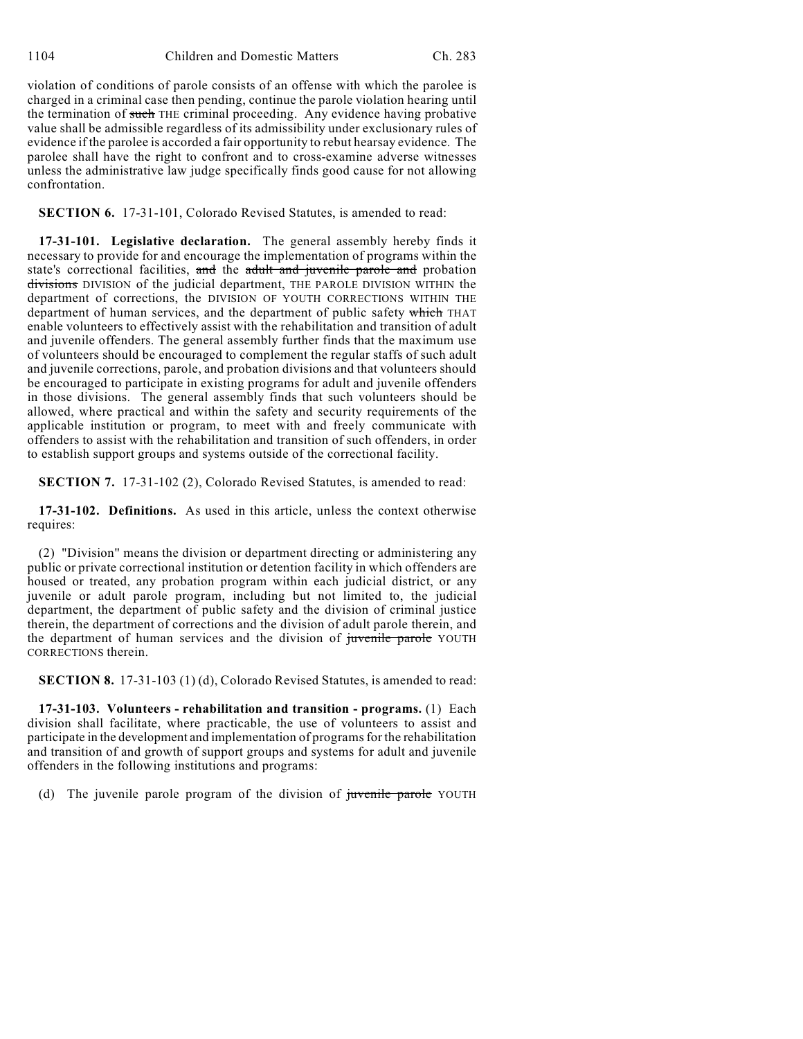violation of conditions of parole consists of an offense with which the parolee is charged in a criminal case then pending, continue the parole violation hearing until the termination of ~~such~~ THE criminal proceeding. Any evidence having probative value shall be admissible regardless of its admissibility under exclusionary rules of evidence if the parolee is accorded a fair opportunity to rebut hearsay evidence. The parolee shall have the right to confront and to cross-examine adverse witnesses unless the administrative law judge specifically finds good cause for not allowing confrontation.

**SECTION 6.** 17-31-101, Colorado Revised Statutes, is amended to read:

**17-31-101. Legislative declaration.** The general assembly hereby finds it necessary to provide for and encourage the implementation of programs within the state's correctional facilities, ~~and~~ the ~~adult and juvenile parole and~~ probation ~~divisions~~ DIVISION of the judicial department, THE PAROLE DIVISION WITHIN the department of corrections, the DIVISION OF YOUTH CORRECTIONS WITHIN THE department of human services, and the department of public safety ~~which~~ THAT enable volunteers to effectively assist with the rehabilitation and transition of adult and juvenile offenders. The general assembly further finds that the maximum use of volunteers should be encouraged to complement the regular staffs of such adult and juvenile corrections, parole, and probation divisions and that volunteers should be encouraged to participate in existing programs for adult and juvenile offenders in those divisions. The general assembly finds that such volunteers should be allowed, where practical and within the safety and security requirements of the applicable institution or program, to meet with and freely communicate with offenders to assist with the rehabilitation and transition of such offenders, in order to establish support groups and systems outside of the correctional facility.

**SECTION 7.** 17-31-102 (2), Colorado Revised Statutes, is amended to read:

**17-31-102. Definitions.** As used in this article, unless the context otherwise requires:

(2) "Division" means the division or department directing or administering any public or private correctional institution or detention facility in which offenders are housed or treated, any probation program within each judicial district, or any juvenile or adult parole program, including but not limited to, the judicial department, the department of public safety and the division of criminal justice therein, the department of corrections and the division of adult parole therein, and the department of human services and the division of ~~juvenile parole~~ YOUTH CORRECTIONS therein.

**SECTION 8.** 17-31-103 (1) (d), Colorado Revised Statutes, is amended to read:

**17-31-103. Volunteers - rehabilitation and transition - programs.** (1) Each division shall facilitate, where practicable, the use of volunteers to assist and participate in the development and implementation of programs for the rehabilitation and transition of and growth of support groups and systems for adult and juvenile offenders in the following institutions and programs:

(d) The juvenile parole program of the division of ~~juvenile parole~~ YOUTH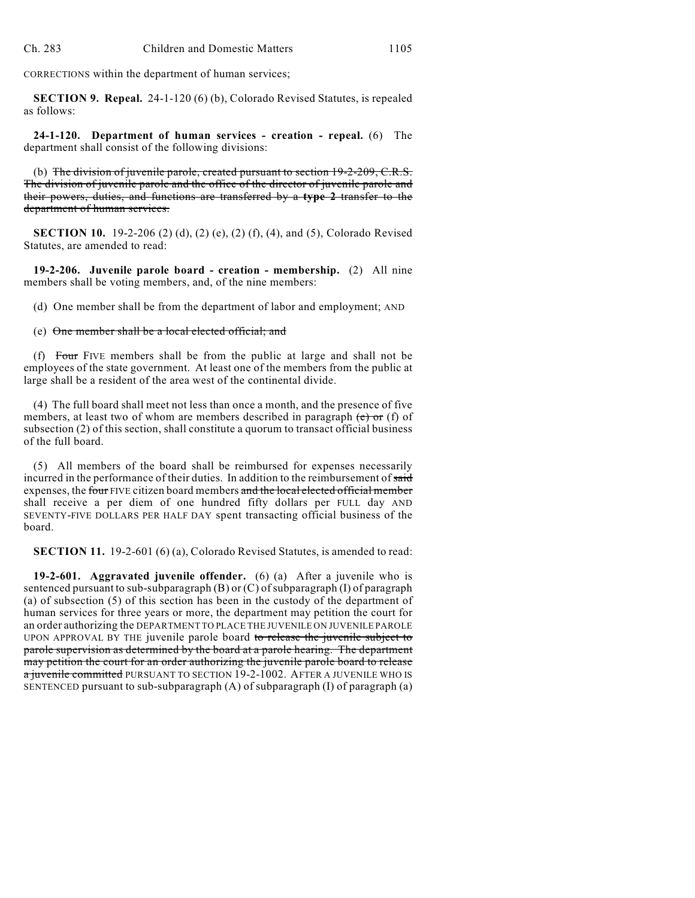CORRECTIONS within the department of human services;

**SECTION 9. Repeal.** 24-1-120 (6) (b), Colorado Revised Statutes, is repealed as follows:

**24-1-120. Department of human services - creation - repeal.** (6) The department shall consist of the following divisions:

(b) ~~The division of juvenile parole, created pursuant to section 19-2-209, C.R.S. The division of juvenile parole and the office of the director of juvenile parole and their powers, duties, and functions are transferred by a **type 2** transfer to the department of human services.~~

**SECTION 10.** 19-2-206 (2) (d), (2) (e), (2) (f), (4), and (5), Colorado Revised Statutes, are amended to read:

**19-2-206. Juvenile parole board - creation - membership.** (2) All nine members shall be voting members, and, of the nine members:

(d) One member shall be from the department of labor and employment; AND

(e) ~~One member shall be a local elected official; and~~

(f) ~~Four~~ FIVE members shall be from the public at large and shall not be employees of the state government. At least one of the members from the public at large shall be a resident of the area west of the continental divide.

(4) The full board shall meet not less than once a month, and the presence of five members, at least two of whom are members described in paragraph ~~(e) or~~ (f) of subsection (2) of this section, shall constitute a quorum to transact official business of the full board.

(5) All members of the board shall be reimbursed for expenses necessarily incurred in the performance of their duties. In addition to the reimbursement of ~~said~~ expenses, the ~~four~~ FIVE citizen board members ~~and the local elected official member~~ shall receive a per diem of one hundred fifty dollars per FULL day AND SEVENTY-FIVE DOLLARS PER HALF DAY spent transacting official business of the board.

**SECTION 11.** 19-2-601 (6) (a), Colorado Revised Statutes, is amended to read:

**19-2-601. Aggravated juvenile offender.** (6) (a) After a juvenile who is sentenced pursuant to sub-subparagraph (B) or (C) of subparagraph (I) of paragraph (a) of subsection (5) of this section has been in the custody of the department of human services for three years or more, the department may petition the court for an order authorizing the DEPARTMENT TO PLACE THE JUVENILE ON JUVENILE PAROLE UPON APPROVAL BY THE juvenile parole board ~~to release the juvenile subject to parole supervision as determined by the board at a parole hearing. The department may petition the court for an order authorizing the juvenile parole board to release a juvenile committed~~ PURSUANT TO SECTION 19-2-1002. AFTER A JUVENILE WHO IS SENTENCED pursuant to sub-subparagraph (A) of subparagraph (I) of paragraph (a)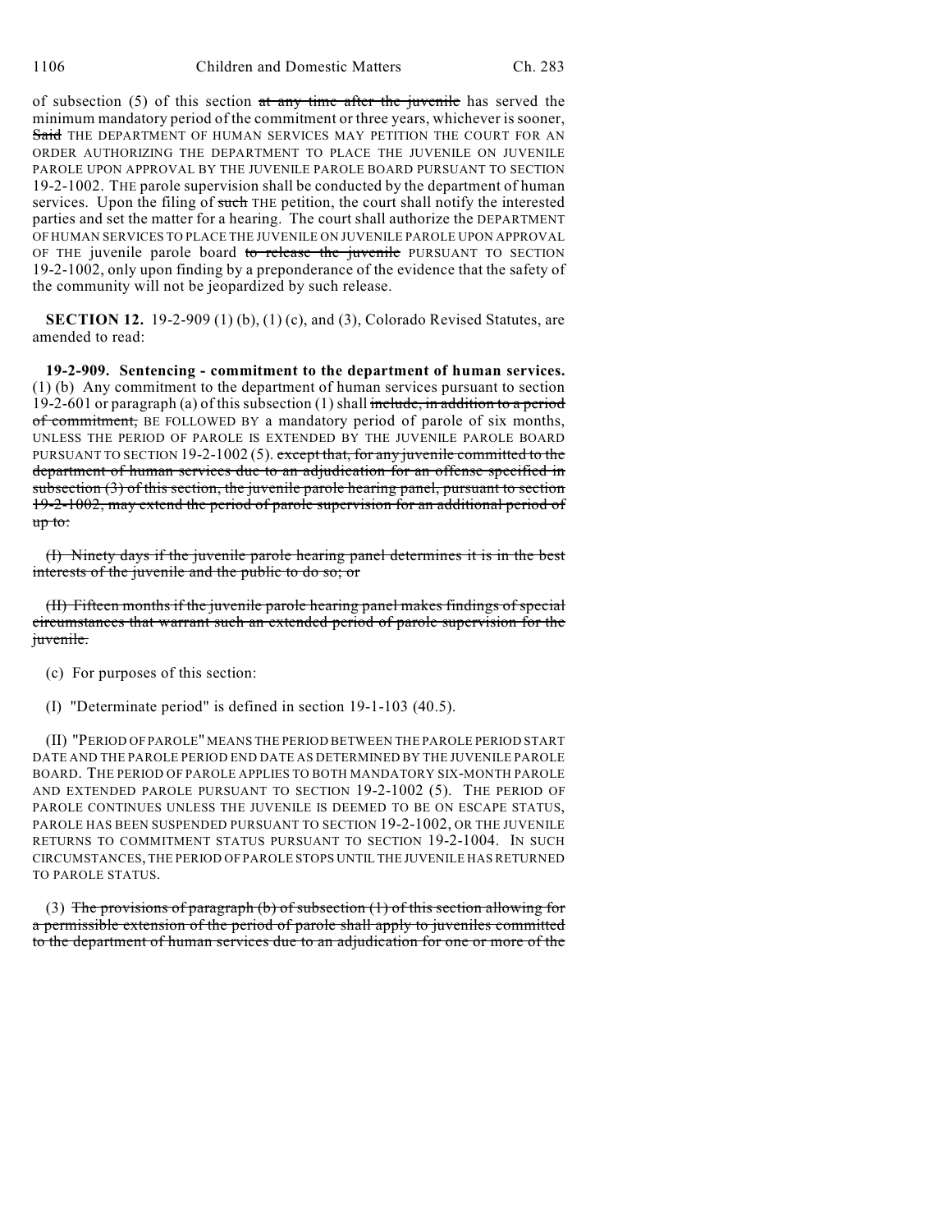of subsection (5) of this section ~~at any time after the juvenile~~ has served the minimum mandatory period of the commitment or three years, whichever is sooner, ~~Said~~ THE DEPARTMENT OF HUMAN SERVICES MAY PETITION THE COURT FOR AN ORDER AUTHORIZING THE DEPARTMENT TO PLACE THE JUVENILE ON JUVENILE PAROLE UPON APPROVAL BY THE JUVENILE PAROLE BOARD PURSUANT TO SECTION 19-2-1002. THE parole supervision shall be conducted by the department of human services. Upon the filing of ~~such~~ THE petition, the court shall notify the interested parties and set the matter for a hearing. The court shall authorize the DEPARTMENT OF HUMAN SERVICES TO PLACE THE JUVENILE ON JUVENILE PAROLE UPON APPROVAL OF THE juvenile parole board ~~to release the juvenile~~ PURSUANT TO SECTION 19-2-1002, only upon finding by a preponderance of the evidence that the safety of the community will not be jeopardized by such release.

**SECTION 12.** 19-2-909 (1) (b), (1) (c), and (3), Colorado Revised Statutes, are amended to read:

**19-2-909. Sentencing - commitment to the department of human services.** (1) (b) Any commitment to the department of human services pursuant to section 19-2-601 or paragraph (a) of this subsection (1) shall ~~include, in addition to a period of commitment,~~ BE FOLLOWED BY a mandatory period of parole of six months, UNLESS THE PERIOD OF PAROLE IS EXTENDED BY THE JUVENILE PAROLE BOARD PURSUANT TO SECTION 19-2-1002 (5). ~~except that, for any juvenile committed to the department of human services due to an adjudication for an offense specified in subsection (3) of this section, the juvenile parole hearing panel, pursuant to section 19-2-1002, may extend the period of parole supervision for an additional period of up to:~~

~~(I) Ninety days if the juvenile parole hearing panel determines it is in the best interests of the juvenile and the public to do so; or~~

~~(II) Fifteen months if the juvenile parole hearing panel makes findings of special circumstances that warrant such an extended period of parole supervision for the juvenile.~~

(c) For purposes of this section:

(I) "Determinate period" is defined in section 19-1-103 (40.5).

(II) "PERIOD OF PAROLE" MEANS THE PERIOD BETWEEN THE PAROLE PERIOD START DATE AND THE PAROLE PERIOD END DATE AS DETERMINED BY THE JUVENILE PAROLE BOARD. THE PERIOD OF PAROLE APPLIES TO BOTH MANDATORY SIX-MONTH PAROLE AND EXTENDED PAROLE PURSUANT TO SECTION 19-2-1002 (5). THE PERIOD OF PAROLE CONTINUES UNLESS THE JUVENILE IS DEEMED TO BE ON ESCAPE STATUS, PAROLE HAS BEEN SUSPENDED PURSUANT TO SECTION 19-2-1002, OR THE JUVENILE RETURNS TO COMMITMENT STATUS PURSUANT TO SECTION 19-2-1004. IN SUCH CIRCUMSTANCES, THE PERIOD OF PAROLE STOPS UNTIL THE JUVENILE HAS RETURNED TO PAROLE STATUS.

(3) ~~The provisions of paragraph (b) of subsection (1) of this section allowing for a permissible extension of the period of parole shall apply to juveniles committed to the department of human services due to an adjudication for one or more of the~~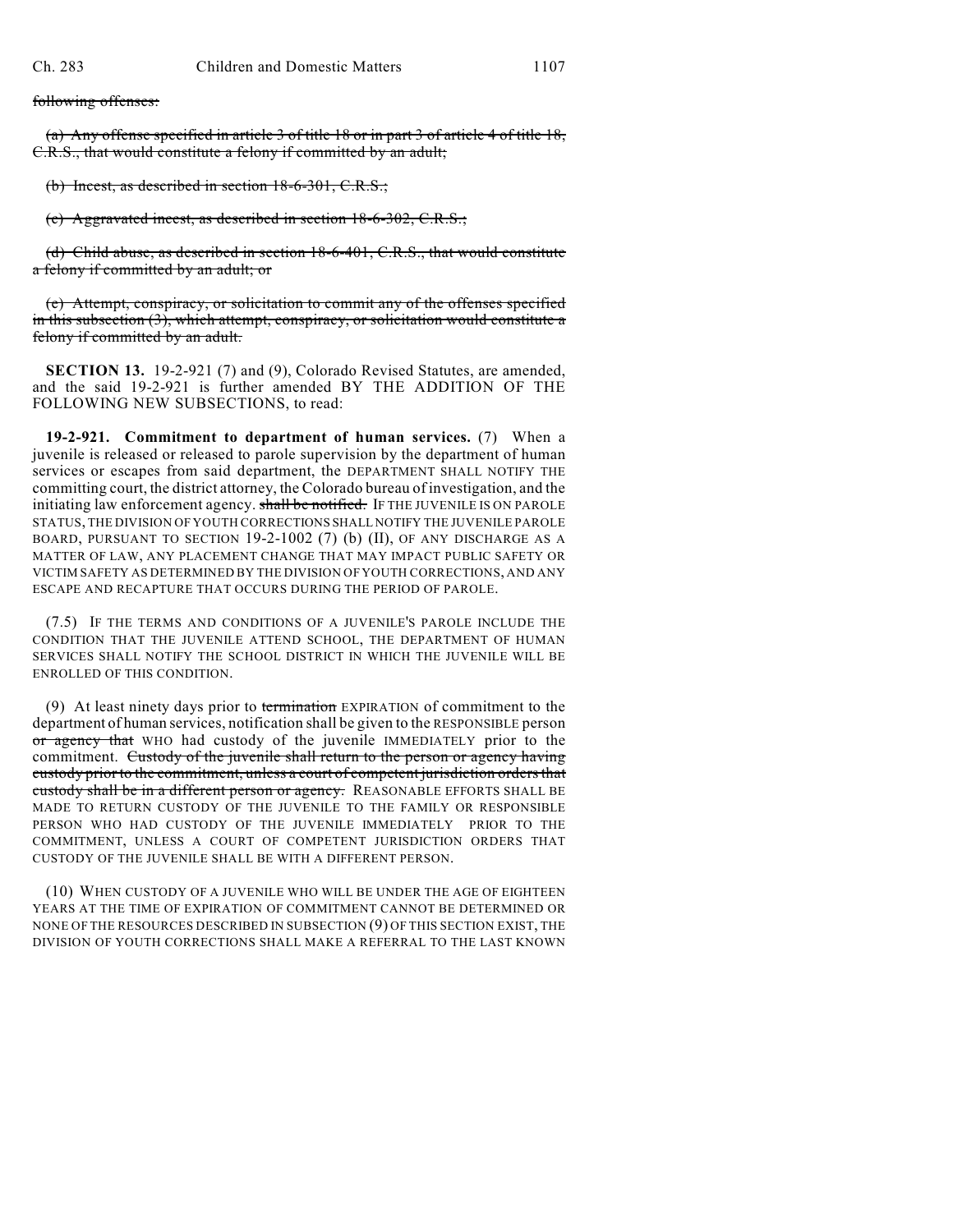following offenses:

(a) Any offense specified in article 3 of title 18 or in part 3 of article 4 of title 18, C.R.S., that would constitute a felony if committed by an adult;

(b) Incest, as described in section 18-6-301, C.R.S.;

(c) Aggravated incest, as described in section 18-6-302, C.R.S.;

(d) Child abuse, as described in section 18-6-401, C.R.S., that would constitute a felony if committed by an adult; or

(e) Attempt, conspiracy, or solicitation to commit any of the offenses specified in this subsection (3), which attempt, conspiracy, or solicitation would constitute a felony if committed by an adult.

**SECTION 13.** 19-2-921 (7) and (9), Colorado Revised Statutes, are amended, and the said 19-2-921 is further amended BY THE ADDITION OF THE FOLLOWING NEW SUBSECTIONS, to read:

**19-2-921. Commitment to department of human services.** (7) When a juvenile is released or released to parole supervision by the department of human services or escapes from said department, the DEPARTMENT SHALL NOTIFY THE committing court, the district attorney, the Colorado bureau of investigation, and the initiating law enforcement agency. shall be notified. IF THE JUVENILE IS ON PAROLE STATUS, THE DIVISION OF YOUTH CORRECTIONS SHALL NOTIFY THE JUVENILE PAROLE BOARD, PURSUANT TO SECTION 19-2-1002 (7) (b) (II), OF ANY DISCHARGE AS A MATTER OF LAW, ANY PLACEMENT CHANGE THAT MAY IMPACT PUBLIC SAFETY OR VICTIM SAFETY AS DETERMINED BY THE DIVISION OF YOUTH CORRECTIONS, AND ANY ESCAPE AND RECAPTURE THAT OCCURS DURING THE PERIOD OF PAROLE.

(7.5) IF THE TERMS AND CONDITIONS OF A JUVENILE'S PAROLE INCLUDE THE CONDITION THAT THE JUVENILE ATTEND SCHOOL, THE DEPARTMENT OF HUMAN SERVICES SHALL NOTIFY THE SCHOOL DISTRICT IN WHICH THE JUVENILE WILL BE ENROLLED OF THIS CONDITION.

(9) At least ninety days prior to termination EXPIRATION of commitment to the department of human services, notification shall be given to the RESPONSIBLE person or agency that WHO had custody of the juvenile IMMEDIATELY prior to the commitment. Custody of the juvenile shall return to the person or agency having custody prior to the commitment, unless a court of competent jurisdiction orders that custody shall be in a different person or agency. REASONABLE EFFORTS SHALL BE MADE TO RETURN CUSTODY OF THE JUVENILE TO THE FAMILY OR RESPONSIBLE PERSON WHO HAD CUSTODY OF THE JUVENILE IMMEDIATELY PRIOR TO THE COMMITMENT, UNLESS A COURT OF COMPETENT JURISDICTION ORDERS THAT CUSTODY OF THE JUVENILE SHALL BE WITH A DIFFERENT PERSON.

(10) WHEN CUSTODY OF A JUVENILE WHO WILL BE UNDER THE AGE OF EIGHTEEN YEARS AT THE TIME OF EXPIRATION OF COMMITMENT CANNOT BE DETERMINED OR NONE OF THE RESOURCES DESCRIBED IN SUBSECTION (9) OF THIS SECTION EXIST, THE DIVISION OF YOUTH CORRECTIONS SHALL MAKE A REFERRAL TO THE LAST KNOWN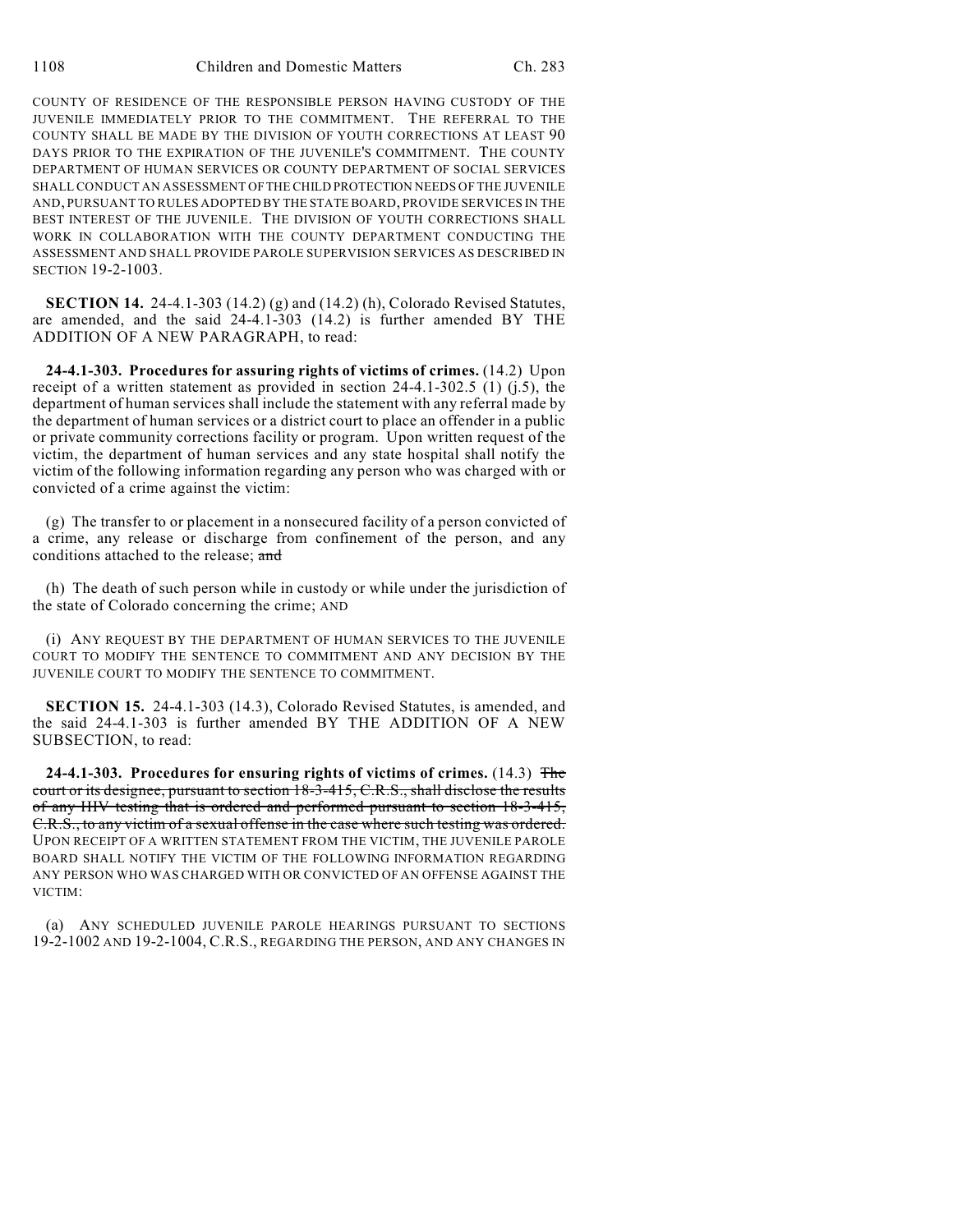COUNTY OF RESIDENCE OF THE RESPONSIBLE PERSON HAVING CUSTODY OF THE JUVENILE IMMEDIATELY PRIOR TO THE COMMITMENT. THE REFERRAL TO THE COUNTY SHALL BE MADE BY THE DIVISION OF YOUTH CORRECTIONS AT LEAST 90 DAYS PRIOR TO THE EXPIRATION OF THE JUVENILE'S COMMITMENT. THE COUNTY DEPARTMENT OF HUMAN SERVICES OR COUNTY DEPARTMENT OF SOCIAL SERVICES SHALL CONDUCT AN ASSESSMENT OF THE CHILD PROTECTION NEEDS OF THE JUVENILE AND, PURSUANT TO RULES ADOPTED BY THE STATE BOARD, PROVIDE SERVICES IN THE BEST INTEREST OF THE JUVENILE. THE DIVISION OF YOUTH CORRECTIONS SHALL WORK IN COLLABORATION WITH THE COUNTY DEPARTMENT CONDUCTING THE ASSESSMENT AND SHALL PROVIDE PAROLE SUPERVISION SERVICES AS DESCRIBED IN SECTION 19-2-1003.

**SECTION 14.** 24-4.1-303 (14.2) (g) and (14.2) (h), Colorado Revised Statutes, are amended, and the said 24-4.1-303 (14.2) is further amended BY THE ADDITION OF A NEW PARAGRAPH, to read:

**24-4.1-303. Procedures for assuring rights of victims of crimes.** (14.2) Upon receipt of a written statement as provided in section 24-4.1-302.5 (1) (j.5), the department of human services shall include the statement with any referral made by the department of human services or a district court to place an offender in a public or private community corrections facility or program. Upon written request of the victim, the department of human services and any state hospital shall notify the victim of the following information regarding any person who was charged with or convicted of a crime against the victim:

(g) The transfer to or placement in a nonsecured facility of a person convicted of a crime, any release or discharge from confinement of the person, and any conditions attached to the release; ~~and~~

(h) The death of such person while in custody or while under the jurisdiction of the state of Colorado concerning the crime; AND

(i) ANY REQUEST BY THE DEPARTMENT OF HUMAN SERVICES TO THE JUVENILE COURT TO MODIFY THE SENTENCE TO COMMITMENT AND ANY DECISION BY THE JUVENILE COURT TO MODIFY THE SENTENCE TO COMMITMENT.

**SECTION 15.** 24-4.1-303 (14.3), Colorado Revised Statutes, is amended, and the said 24-4.1-303 is further amended BY THE ADDITION OF A NEW SUBSECTION, to read:

**24-4.1-303. Procedures for ensuring rights of victims of crimes.** (14.3) ~~The court or its designee, pursuant to section 18-3-415, C.R.S., shall disclose the results of any HIV testing that is ordered and performed pursuant to section 18-3-415, C.R.S., to any victim of a sexual offense in the case where such testing was ordered.~~ UPON RECEIPT OF A WRITTEN STATEMENT FROM THE VICTIM, THE JUVENILE PAROLE BOARD SHALL NOTIFY THE VICTIM OF THE FOLLOWING INFORMATION REGARDING ANY PERSON WHO WAS CHARGED WITH OR CONVICTED OF AN OFFENSE AGAINST THE VICTIM:

(a) ANY SCHEDULED JUVENILE PAROLE HEARINGS PURSUANT TO SECTIONS 19-2-1002 AND 19-2-1004, C.R.S., REGARDING THE PERSON, AND ANY CHANGES IN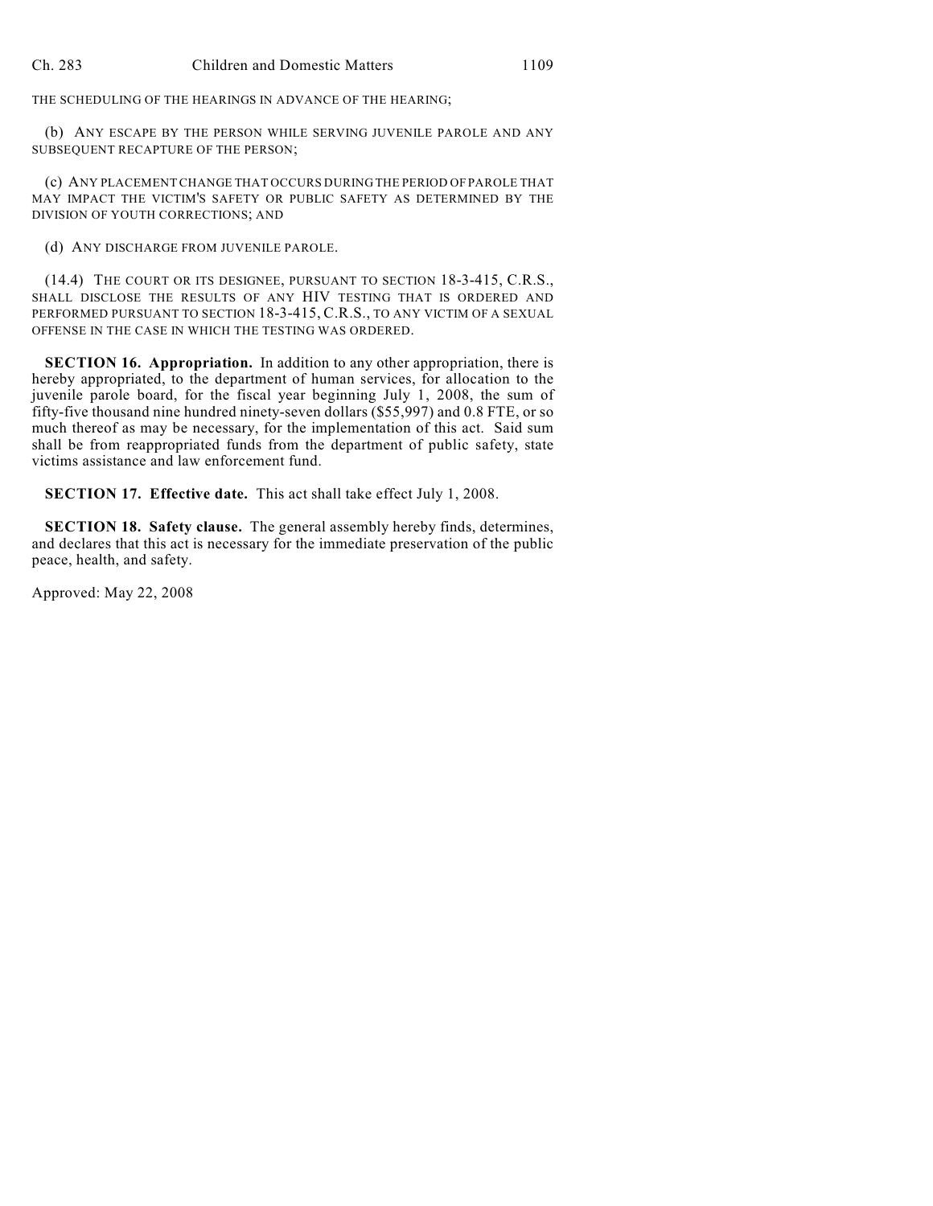THE SCHEDULING OF THE HEARINGS IN ADVANCE OF THE HEARING;

(b) ANY ESCAPE BY THE PERSON WHILE SERVING JUVENILE PAROLE AND ANY SUBSEQUENT RECAPTURE OF THE PERSON;

(c) ANY PLACEMENT CHANGE THAT OCCURS DURING THE PERIOD OF PAROLE THAT MAY IMPACT THE VICTIM'S SAFETY OR PUBLIC SAFETY AS DETERMINED BY THE DIVISION OF YOUTH CORRECTIONS; AND

(d) ANY DISCHARGE FROM JUVENILE PAROLE.

(14.4) THE COURT OR ITS DESIGNEE, PURSUANT TO SECTION 18-3-415, C.R.S., SHALL DISCLOSE THE RESULTS OF ANY HIV TESTING THAT IS ORDERED AND PERFORMED PURSUANT TO SECTION 18-3-415, C.R.S., TO ANY VICTIM OF A SEXUAL OFFENSE IN THE CASE IN WHICH THE TESTING WAS ORDERED.

**SECTION 16. Appropriation.** In addition to any other appropriation, there is hereby appropriated, to the department of human services, for allocation to the juvenile parole board, for the fiscal year beginning July 1, 2008, the sum of fifty-five thousand nine hundred ninety-seven dollars ($55,997) and 0.8 FTE, or so much thereof as may be necessary, for the implementation of this act. Said sum shall be from reappropriated funds from the department of public safety, state victims assistance and law enforcement fund.

**SECTION 17. Effective date.** This act shall take effect July 1, 2008.

**SECTION 18. Safety clause.** The general assembly hereby finds, determines, and declares that this act is necessary for the immediate preservation of the public peace, health, and safety.

Approved: May 22, 2008